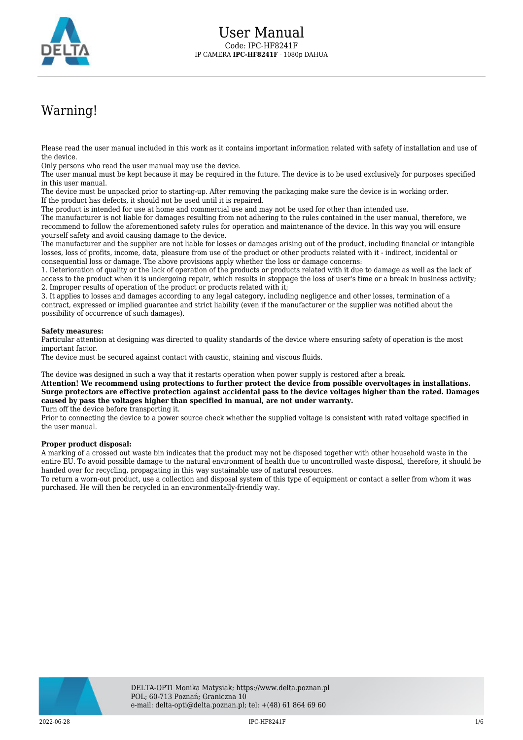# User Manual

Code: IPC-HF8241F

IP CAMERA **IPC-HF8241F** - 1080p DAHUA

## Warning!

Please read the user manual included in this work as it contains important information related with safety of installation and use of the device.
Only persons who read the user manual may use the device.
The user manual must be kept because it may be required in the future. The device is to be used exclusively for purposes specified in this user manual.
The device must be unpacked prior to starting-up. After removing the packaging make sure the device is in working order. If the product has defects, it should not be used until it is repaired.
The product is intended for use at home and commercial use and may not be used for other than intended use.
The manufacturer is not liable for damages resulting from not adhering to the rules contained in the user manual, therefore, we recommend to follow the aforementioned safety rules for operation and maintenance of the device. In this way you will ensure yourself safety and avoid causing damage to the device.
The manufacturer and the supplier are not liable for losses or damages arising out of the product, including financial or intangible losses, loss of profits, income, data, pleasure from use of the product or other products related with it - indirect, incidental or consequential loss or damage. The above provisions apply whether the loss or damage concerns:
1. Deterioration of quality or the lack of operation of the products or products related with it due to damage as well as the lack of access to the product when it is undergoing repair, which results in stoppage the loss of user's time or a break in business activity;
2. Improper results of operation of the product or products related with it;
3. It applies to losses and damages according to any legal category, including negligence and other losses, termination of a contract, expressed or implied guarantee and strict liability (even if the manufacturer or the supplier was notified about the possibility of occurrence of such damages).

**Safety measures:**
Particular attention at designing was directed to quality standards of the device where ensuring safety of operation is the most important factor.
The device must be secured against contact with caustic, staining and viscous fluids.

The device was designed in such a way that it restarts operation when power supply is restored after a break.
**Attention! We recommend using protections to further protect the device from possible overvoltages in installations. Surge protectors are effective protection against accidental pass to the device voltages higher than the rated. Damages caused by pass the voltages higher than specified in manual, are not under warranty.**
Turn off the device before transporting it.
Prior to connecting the device to a power source check whether the supplied voltage is consistent with rated voltage specified in the user manual.

**Proper product disposal:**
A marking of a crossed out waste bin indicates that the product may not be disposed together with other household waste in the entire EU. To avoid possible damage to the natural environment of health due to uncontrolled waste disposal, therefore, it should be handed over for recycling, propagating in this way sustainable use of natural resources.
To return a worn-out product, use a collection and disposal system of this type of equipment or contact a seller from whom it was purchased. He will then be recycled in an environmentally-friendly way.

DELTA-OPTI Monika Matysiak; https://www.delta.poznan.pl
POL; 60-713 Poznań; Graniczna 10
e-mail: delta-opti@delta.poznan.pl; tel: +(48) 61 864 69 60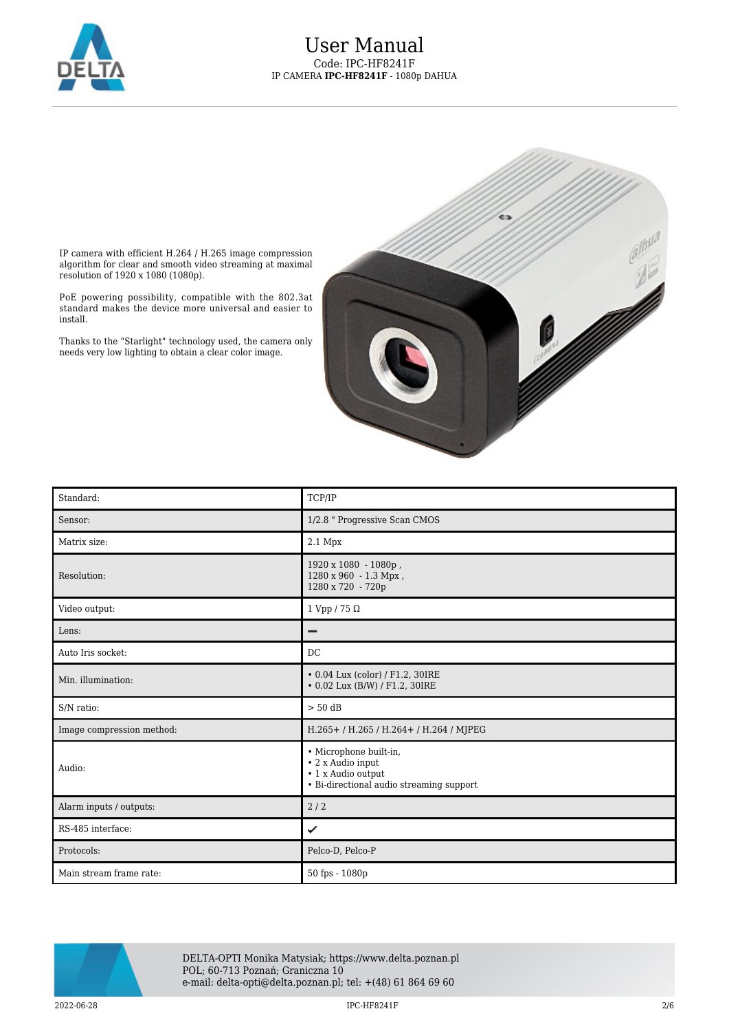IP camera with efficient H.264 / H.265 image compression algorithm for clear and smooth video streaming at maximal resolution of 1920 x 1080 (1080p).

PoE powering possibility, compatible with the 802.3at standard makes the device more universal and easier to install.

Thanks to the "Starlight" technology used, the camera only needs very low lighting to obtain a clear color image.

| Standard: | TCP/IP |
|---|---|
| Sensor: | 1/2.8 " Progressive Scan CMOS |
| Matrix size: | 2.1 Mpx |
| Resolution: | 1920 x 1080 - 1080p ,<br>1280 x 960 - 1.3 Mpx ,<br>1280 x 720 - 720p |
| Video output: | 1 Vpp / 75 Ω |
| Lens: | – |
| Auto Iris socket: | DC |
| Min. illumination: | • 0.04 Lux (color) / F1.2, 30IRE<br>• 0.02 Lux (B/W) / F1.2, 30IRE |
| S/N ratio: | > 50 dB |
| Image compression method: | H.265+ / H.265 / H.264+ / H.264 / MJPEG |
| Audio: | • Microphone built-in,<br>• 2 x Audio input<br>• 1 x Audio output<br>• Bi-directional audio streaming support |
| Alarm inputs / outputs: | 2 / 2 |
| RS-485 interface: | ✔ |
| Protocols: | Pelco-D, Pelco-P |
| Main stream frame rate: | 50 fps - 1080p |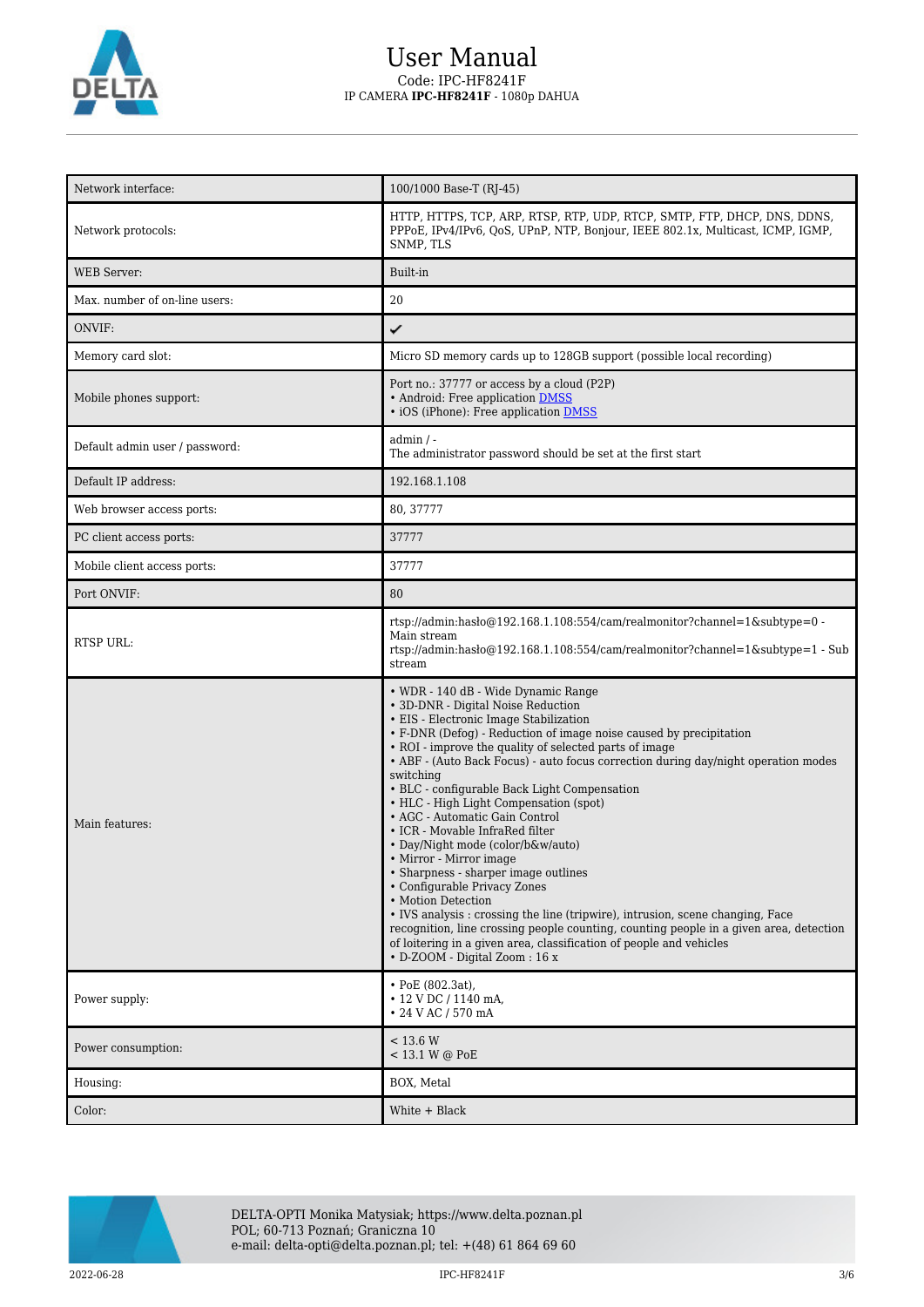| | |
|---|---|
| Network interface: | 100/1000 Base-T (RJ-45) |
| Network protocols: | HTTP, HTTPS, TCP, ARP, RTSP, RTP, UDP, RTCP, SMTP, FTP, DHCP, DNS, DDNS, PPPoE, IPv4/IPv6, QoS, UPnP, NTP, Bonjour, IEEE 802.1x, Multicast, ICMP, IGMP, SNMP, TLS |
| WEB Server: | Built-in |
| Max. number of on-line users: | 20 |
| ONVIF: | ✔ |
| Memory card slot: | Micro SD memory cards up to 128GB support (possible local recording) |
| Mobile phones support: | Port no.: 37777 or access by a cloud (P2P)<br>• Android: Free application DMSS<br>• iOS (iPhone): Free application DMSS |
| Default admin user / password: | admin / -<br>The administrator password should be set at the first start |
| Default IP address: | 192.168.1.108 |
| Web browser access ports: | 80, 37777 |
| PC client access ports: | 37777 |
| Mobile client access ports: | 37777 |
| Port ONVIF: | 80 |
| RTSP URL: | rtsp://admin:hasło@192.168.1.108:554/cam/realmonitor?channel=1&subtype=0 - Main stream<br>rtsp://admin:hasło@192.168.1.108:554/cam/realmonitor?channel=1&subtype=1 - Sub stream |
| Main features: | • WDR - 140 dB - Wide Dynamic Range<br>• 3D-DNR - Digital Noise Reduction<br>• EIS - Electronic Image Stabilization<br>• F-DNR (Defog) - Reduction of image noise caused by precipitation<br>• ROI - improve the quality of selected parts of image<br>• ABF - (Auto Back Focus) - auto focus correction during day/night operation modes switching<br>• BLC - configurable Back Light Compensation<br>• HLC - High Light Compensation (spot)<br>• AGC - Automatic Gain Control<br>• ICR - Movable InfraRed filter<br>• Day/Night mode (color/b&w/auto)<br>• Mirror - Mirror image<br>• Sharpness - sharper image outlines<br>• Configurable Privacy Zones<br>• Motion Detection<br>• IVS analysis : crossing the line (tripwire), intrusion, scene changing, Face recognition, line crossing people counting, counting people in a given area, detection of loitering in a given area, classification of people and vehicles<br>• D-ZOOM - Digital Zoom : 16 x |
| Power supply: | • PoE (802.3at),<br>• 12 V DC / 1140 mA,<br>• 24 V AC / 570 mA |
| Power consumption: | < 13.6 W<br>< 13.1 W @ PoE |
| Housing: | BOX, Metal |
| Color: | White + Black |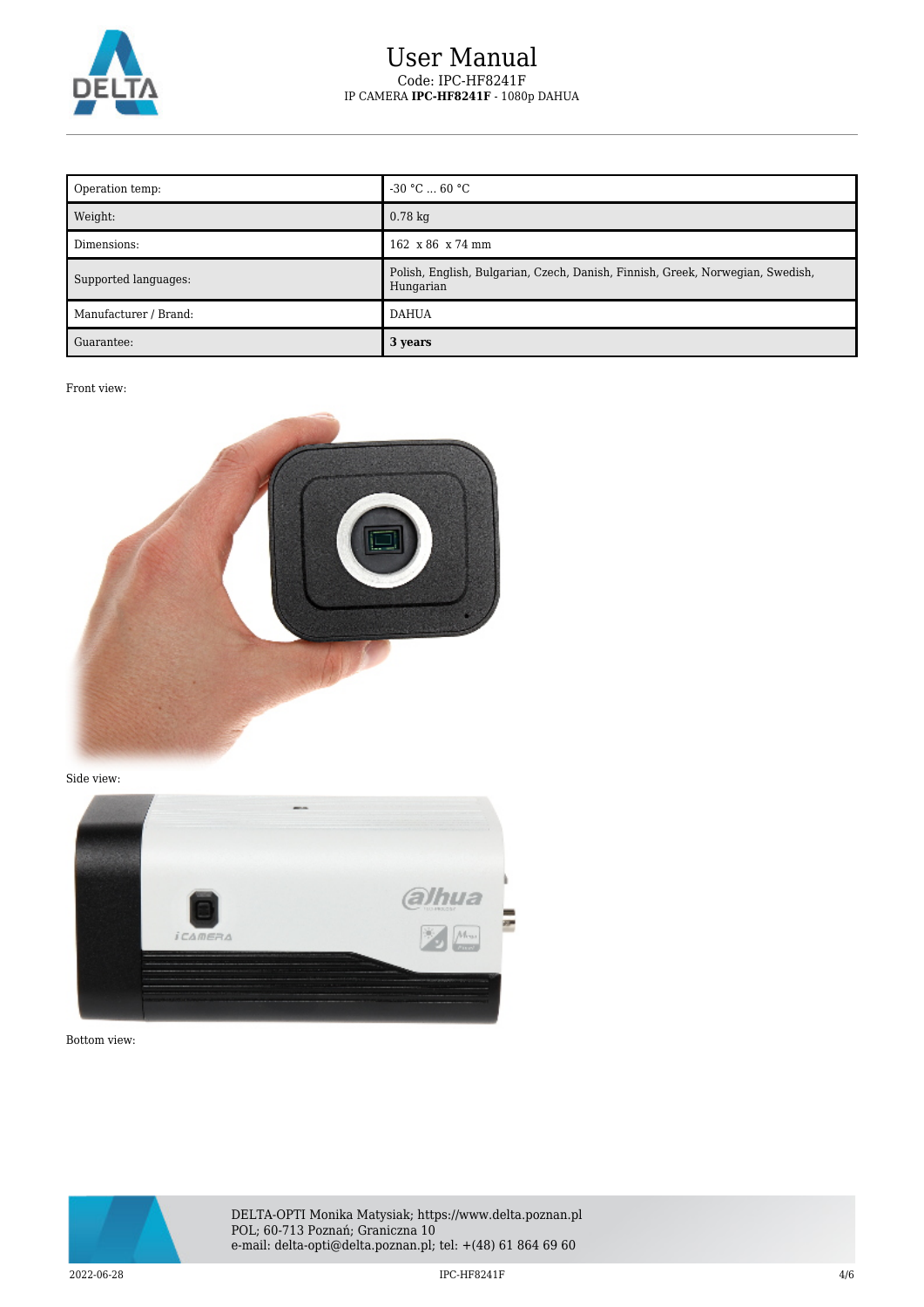| Operation temp: | -30 °C ... 60 °C |
| --- | --- |
| Weight: | 0.78 kg |
| Dimensions: | 162 x 86 x 74 mm |
| Supported languages: | Polish, English, Bulgarian, Czech, Danish, Finnish, Greek, Norwegian, Swedish, Hungarian |
| Manufacturer / Brand: | DAHUA |
| Guarantee: | **3 years** |

Front view:

Side view:

Bottom view: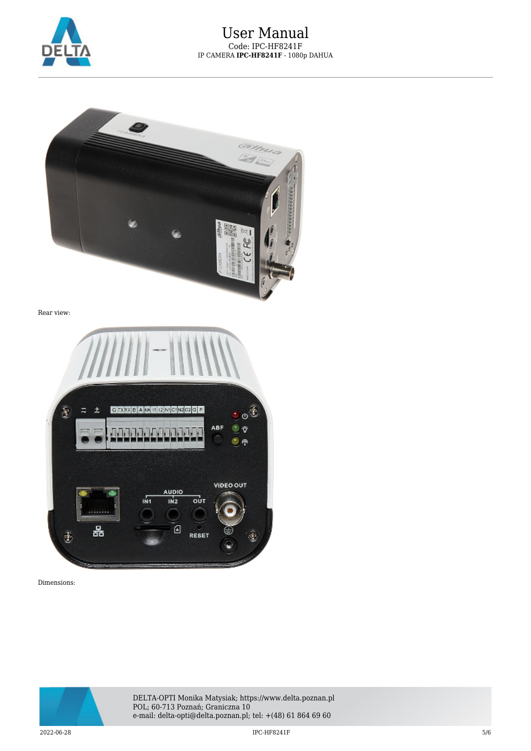Rear view:

Dimensions: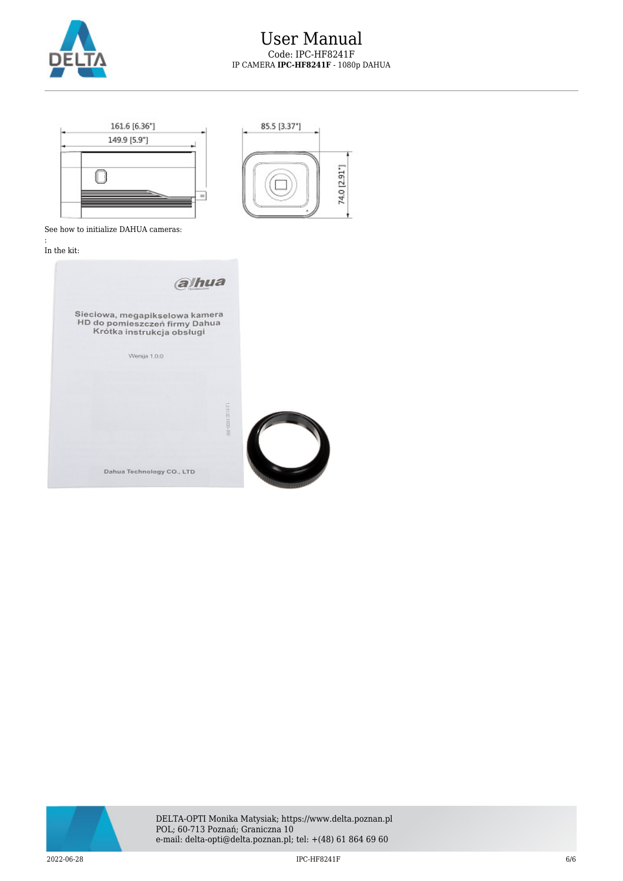161.6 [6.36"]

149.9 [5.9"]

85.5 [3.37"]

74.0 [2.91"]

See how to initialize DAHUA cameras:

:

In the kit: